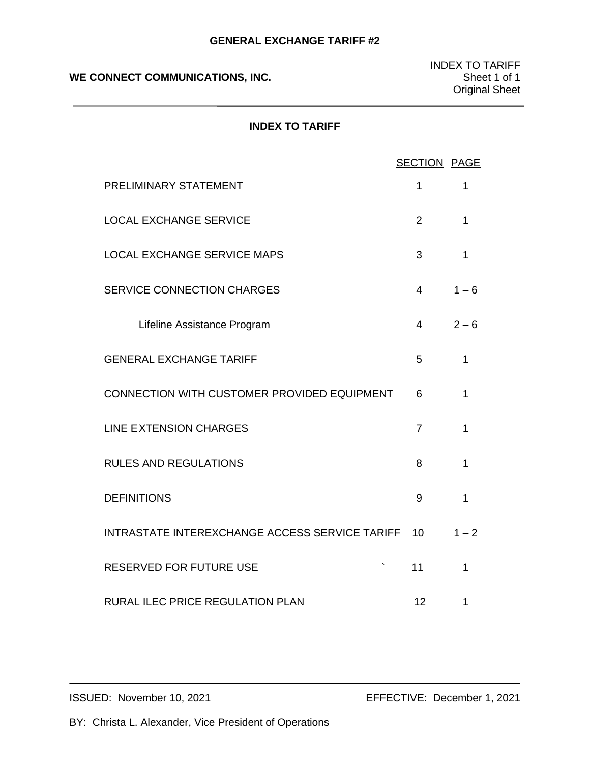**GENERAL EXCHANGE TARIFF #2**

**WE CONNECT COMMUNICATIONS, INC.**

INDEX TO TARIFF
Sheet 1 of 1
Original Sheet

## INDEX TO TARIFF

| | SECTION | PAGE |
|---|---|---|
| PRELIMINARY STATEMENT | 1 | 1 |
| LOCAL EXCHANGE SERVICE | 2 | 1 |
| LOCAL EXCHANGE SERVICE MAPS | 3 | 1 |
| SERVICE CONNECTION CHARGES | 4 | 1 – 6 |
| Lifeline Assistance Program | 4 | 2 – 6 |
| GENERAL EXCHANGE TARIFF | 5 | 1 |
| CONNECTION WITH CUSTOMER PROVIDED EQUIPMENT | 6 | 1 |
| LINE EXTENSION CHARGES | 7 | 1 |
| RULES AND REGULATIONS | 8 | 1 |
| DEFINITIONS | 9 | 1 |
| INTRASTATE INTEREXCHANGE ACCESS SERVICE TARIFF | 10 | 1 – 2 |
| RESERVED FOR FUTURE USE ` | 11 | 1 |
| RURAL ILEC PRICE REGULATION PLAN | 12 | 1 |

ISSUED: November 10, 2021 EFFECTIVE: December 1, 2021

BY: Christa L. Alexander, Vice President of Operations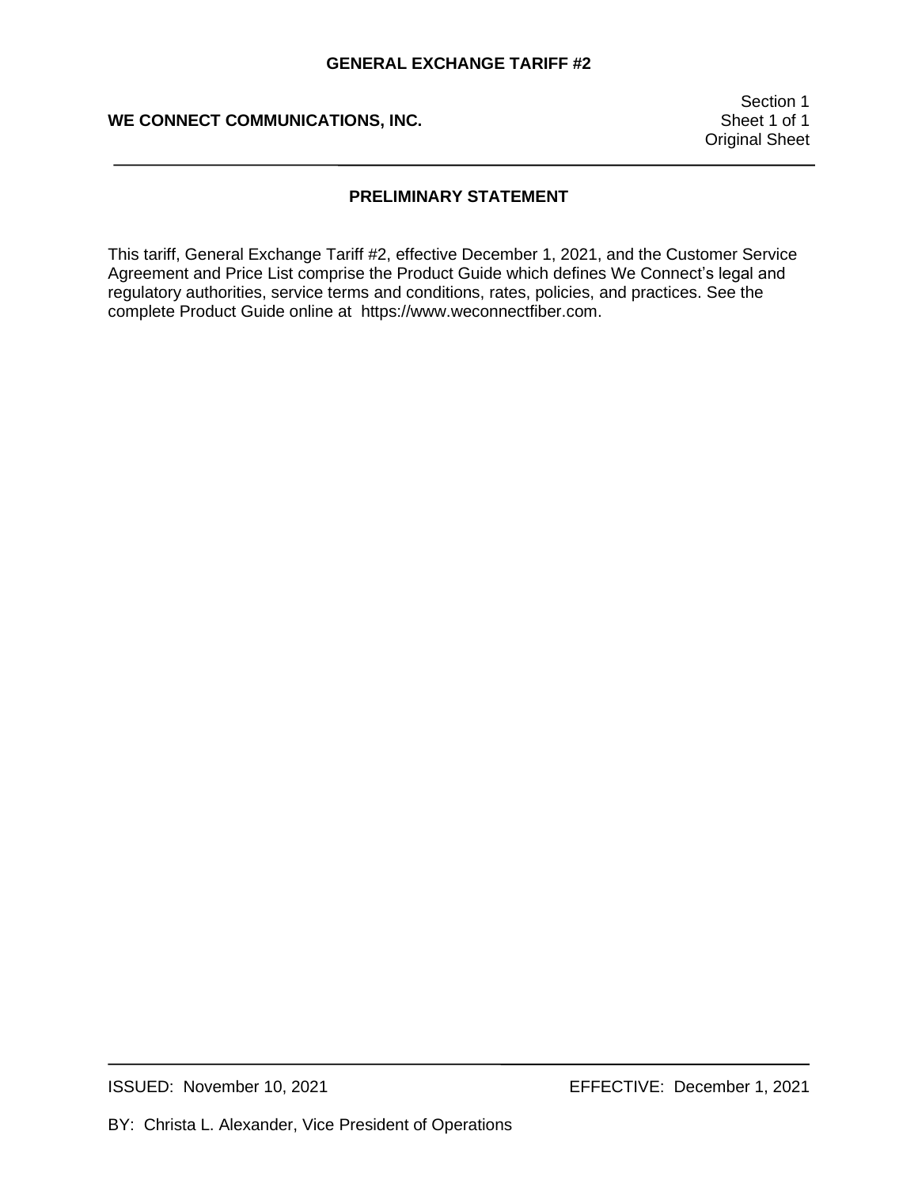## PRELIMINARY STATEMENT

This tariff, General Exchange Tariff #2, effective December 1, 2021, and the Customer Service Agreement and Price List comprise the Product Guide which defines We Connect's legal and regulatory authorities, service terms and conditions, rates, policies, and practices. See the complete Product Guide online at https://www.weconnectfiber.com.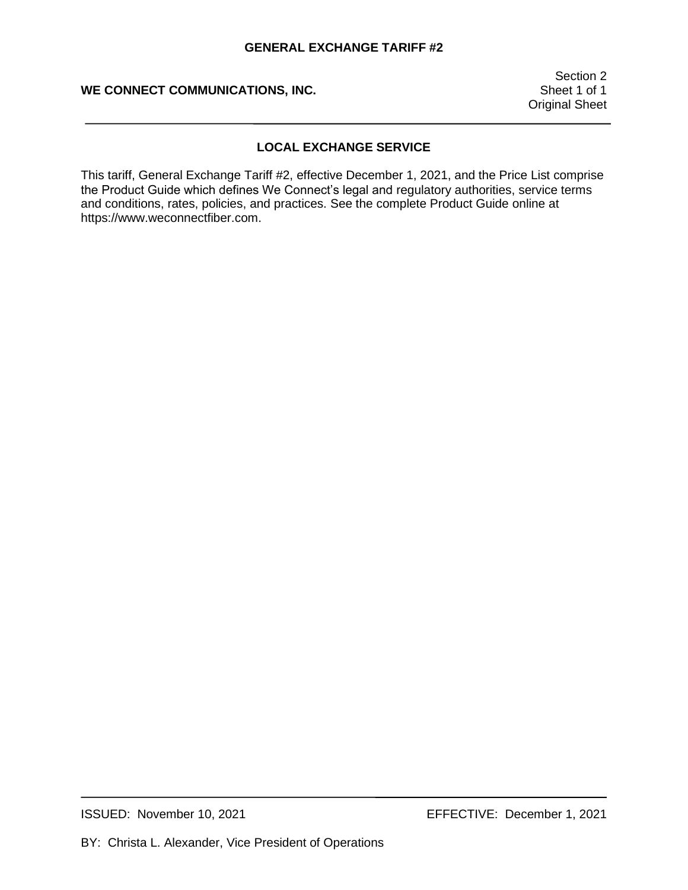**GENERAL EXCHANGE TARIFF #2**

**WE CONNECT COMMUNICATIONS, INC.**

Section 2
Sheet 1 of 1
Original Sheet

## LOCAL EXCHANGE SERVICE

This tariff, General Exchange Tariff #2, effective December 1, 2021, and the Price List comprise the Product Guide which defines We Connect's legal and regulatory authorities, service terms and conditions, rates, policies, and practices. See the complete Product Guide online at https://www.weconnectfiber.com.

ISSUED: November 10, 2021 EFFECTIVE: December 1, 2021

BY: Christa L. Alexander, Vice President of Operations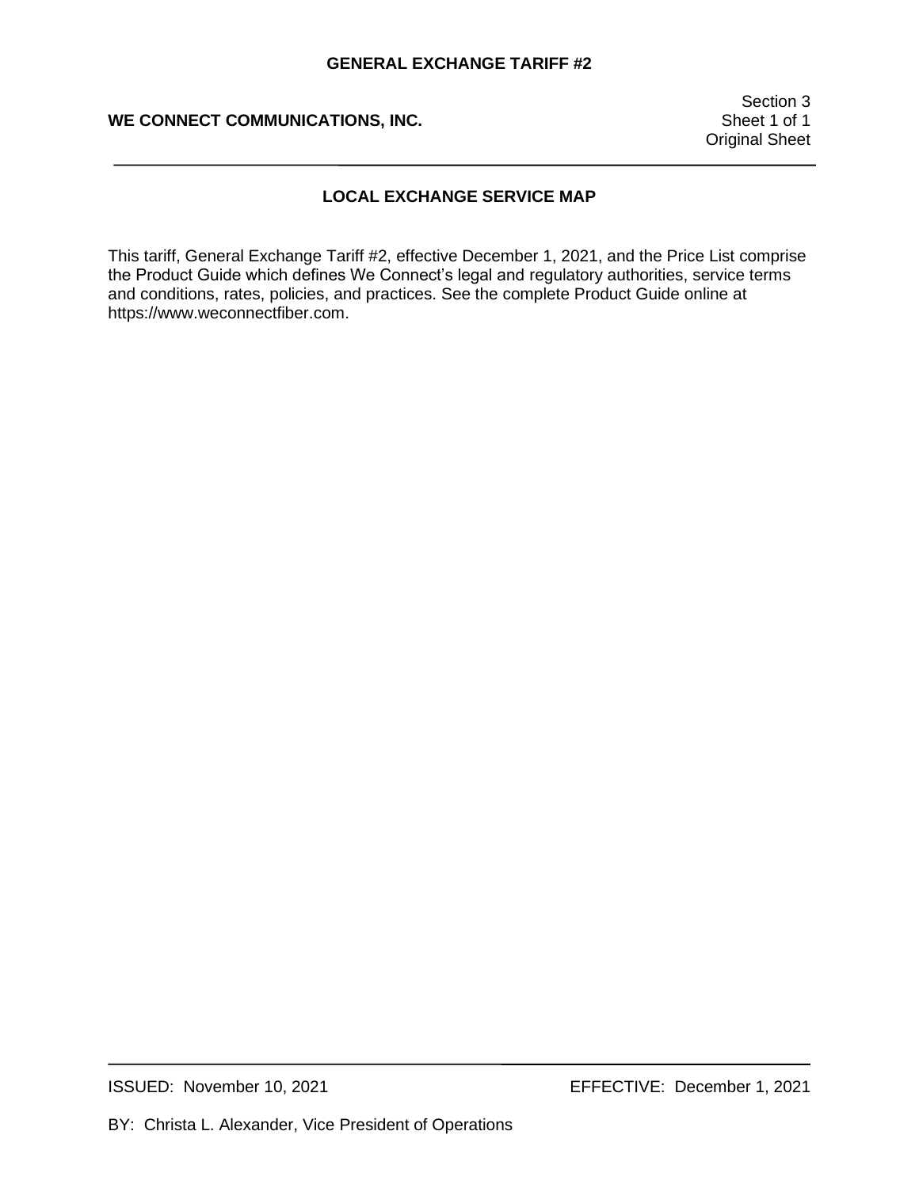## LOCAL EXCHANGE SERVICE MAP

This tariff, General Exchange Tariff #2, effective December 1, 2021, and the Price List comprise the Product Guide which defines We Connect's legal and regulatory authorities, service terms and conditions, rates, policies, and practices. See the complete Product Guide online at https://www.weconnectfiber.com.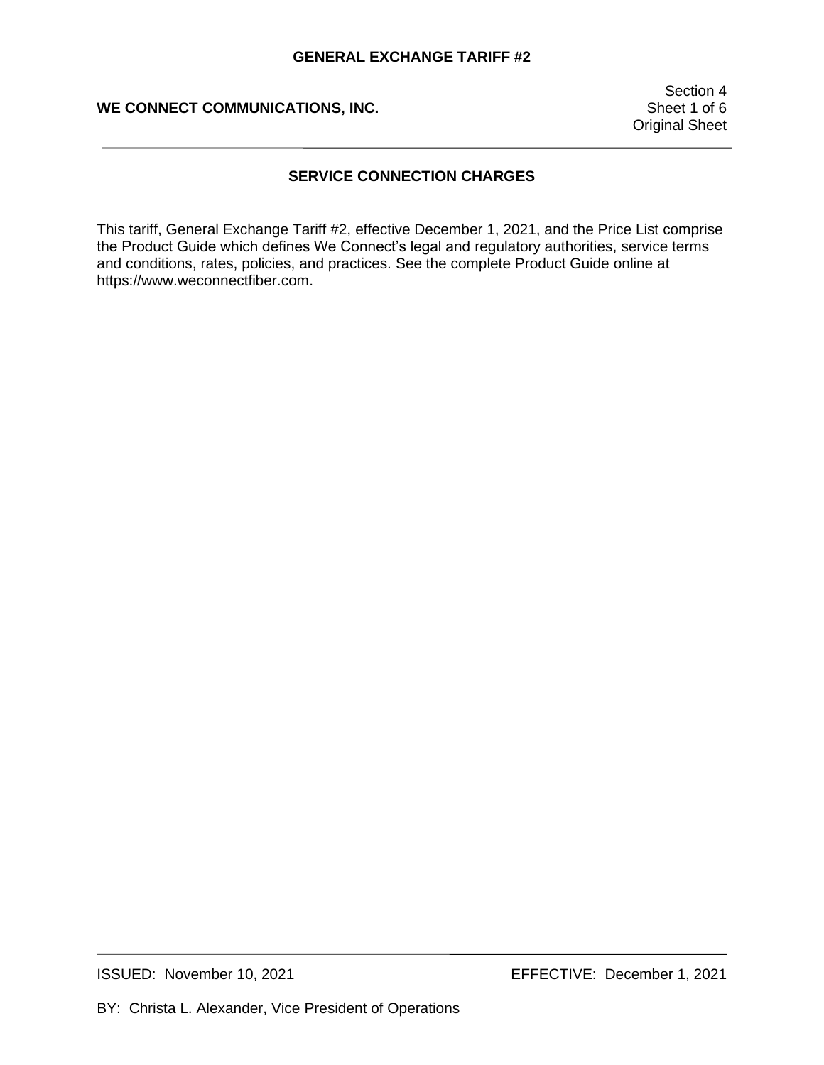**WE CONNECT COMMUNICATIONS, INC.**

Section 4
Sheet 1 of 6
Original Sheet

## SERVICE CONNECTION CHARGES

This tariff, General Exchange Tariff #2, effective December 1, 2021, and the Price List comprise the Product Guide which defines We Connect's legal and regulatory authorities, service terms and conditions, rates, policies, and practices. See the complete Product Guide online at https://www.weconnectfiber.com.

ISSUED: November 10, 2021 EFFECTIVE: December 1, 2021

BY: Christa L. Alexander, Vice President of Operations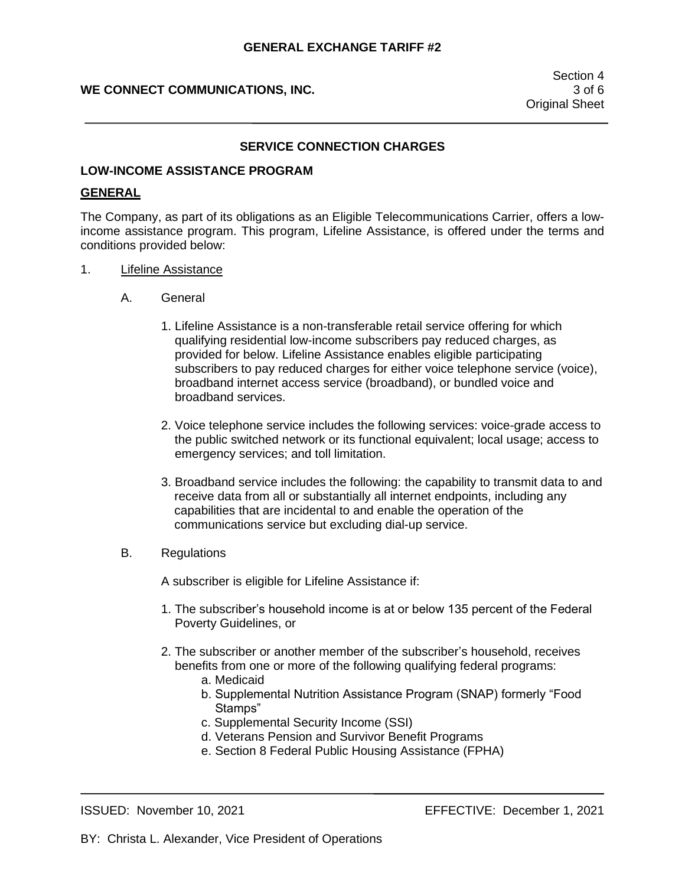## SERVICE CONNECTION CHARGES

### LOW-INCOME ASSISTANCE PROGRAM

**GENERAL**

The Company, as part of its obligations as an Eligible Telecommunications Carrier, offers a low-income assistance program. This program, Lifeline Assistance, is offered under the terms and conditions provided below:

1. Lifeline Assistance

   A. General

      1. Lifeline Assistance is a non-transferable retail service offering for which qualifying residential low-income subscribers pay reduced charges, as provided for below. Lifeline Assistance enables eligible participating subscribers to pay reduced charges for either voice telephone service (voice), broadband internet access service (broadband), or bundled voice and broadband services.

      2. Voice telephone service includes the following services: voice-grade access to the public switched network or its functional equivalent; local usage; access to emergency services; and toll limitation.

      3. Broadband service includes the following: the capability to transmit data to and receive data from all or substantially all internet endpoints, including any capabilities that are incidental to and enable the operation of the communications service but excluding dial-up service.

   B. Regulations

      A subscriber is eligible for Lifeline Assistance if:

      1. The subscriber's household income is at or below 135 percent of the Federal Poverty Guidelines, or

      2. The subscriber or another member of the subscriber's household, receives benefits from one or more of the following qualifying federal programs:
         a. Medicaid
         b. Supplemental Nutrition Assistance Program (SNAP) formerly "Food Stamps"
         c. Supplemental Security Income (SSI)
         d. Veterans Pension and Survivor Benefit Programs
         e. Section 8 Federal Public Housing Assistance (FPHA)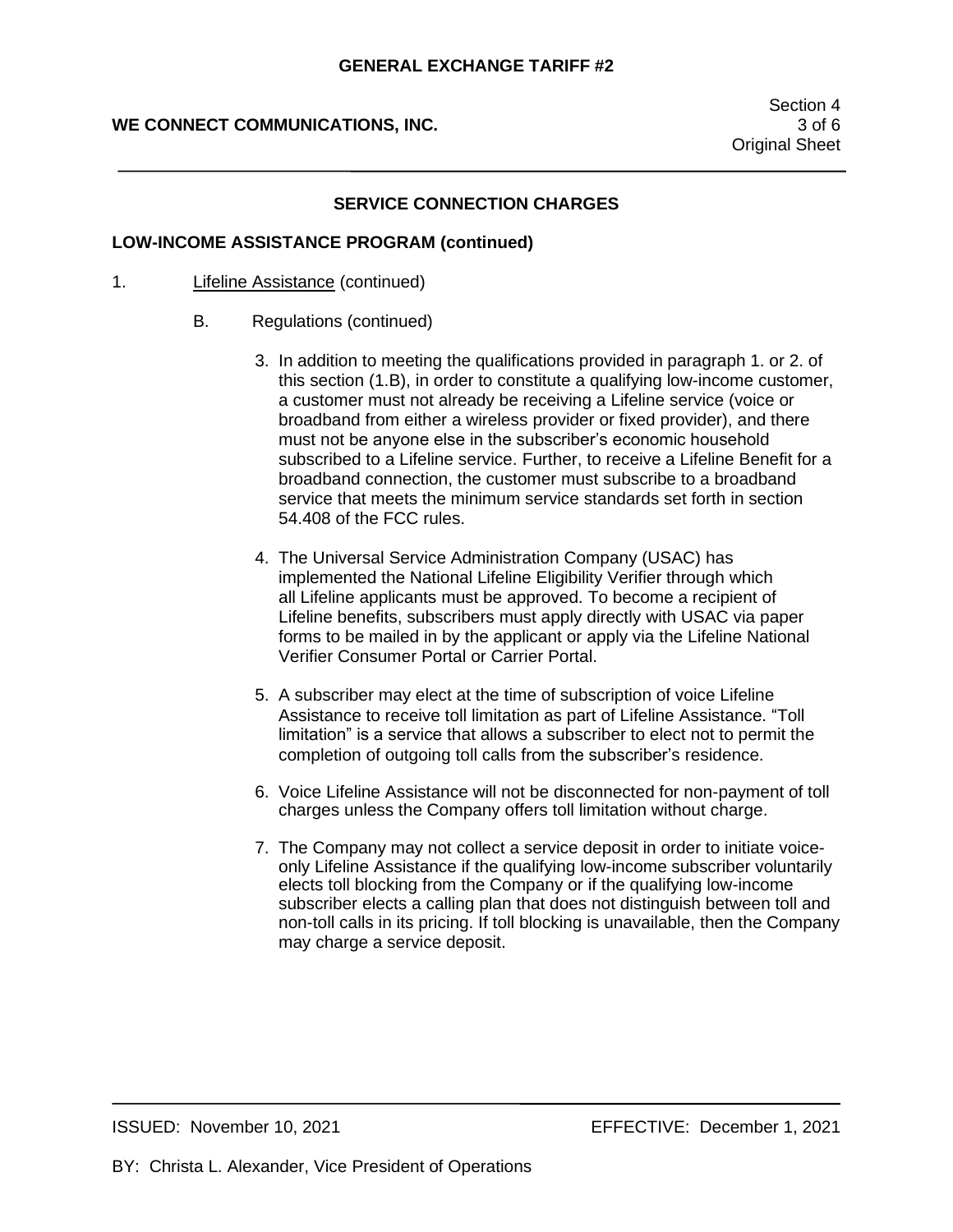## SERVICE CONNECTION CHARGES

**LOW-INCOME ASSISTANCE PROGRAM (continued)**

1. Lifeline Assistance (continued)

   B. Regulations (continued)

      3. In addition to meeting the qualifications provided in paragraph 1. or 2. of this section (1.B), in order to constitute a qualifying low-income customer, a customer must not already be receiving a Lifeline service (voice or broadband from either a wireless provider or fixed provider), and there must not be anyone else in the subscriber's economic household subscribed to a Lifeline service. Further, to receive a Lifeline Benefit for a broadband connection, the customer must subscribe to a broadband service that meets the minimum service standards set forth in section 54.408 of the FCC rules.

      4. The Universal Service Administration Company (USAC) has implemented the National Lifeline Eligibility Verifier through which all Lifeline applicants must be approved. To become a recipient of Lifeline benefits, subscribers must apply directly with USAC via paper forms to be mailed in by the applicant or apply via the Lifeline National Verifier Consumer Portal or Carrier Portal.

      5. A subscriber may elect at the time of subscription of voice Lifeline Assistance to receive toll limitation as part of Lifeline Assistance. "Toll limitation" is a service that allows a subscriber to elect not to permit the completion of outgoing toll calls from the subscriber's residence.

      6. Voice Lifeline Assistance will not be disconnected for non-payment of toll charges unless the Company offers toll limitation without charge.

      7. The Company may not collect a service deposit in order to initiate voice-only Lifeline Assistance if the qualifying low-income subscriber voluntarily elects toll blocking from the Company or if the qualifying low-income subscriber elects a calling plan that does not distinguish between toll and non-toll calls in its pricing. If toll blocking is unavailable, then the Company may charge a service deposit.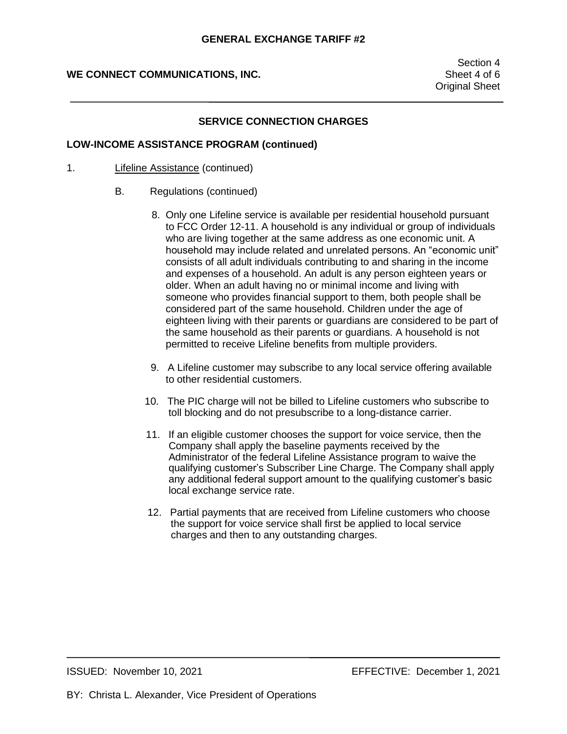## SERVICE CONNECTION CHARGES

**LOW-INCOME ASSISTANCE PROGRAM (continued)**

1. Lifeline Assistance (continued)

   B. Regulations (continued)

   8. Only one Lifeline service is available per residential household pursuant to FCC Order 12-11. A household is any individual or group of individuals who are living together at the same address as one economic unit. A household may include related and unrelated persons. An "economic unit" consists of all adult individuals contributing to and sharing in the income and expenses of a household. An adult is any person eighteen years or older. When an adult having no or minimal income and living with someone who provides financial support to them, both people shall be considered part of the same household. Children under the age of eighteen living with their parents or guardians are considered to be part of the same household as their parents or guardians. A household is not permitted to receive Lifeline benefits from multiple providers.

   9. A Lifeline customer may subscribe to any local service offering available to other residential customers.

   10. The PIC charge will not be billed to Lifeline customers who subscribe to toll blocking and do not presubscribe to a long-distance carrier.

   11. If an eligible customer chooses the support for voice service, then the Company shall apply the baseline payments received by the Administrator of the federal Lifeline Assistance program to waive the qualifying customer's Subscriber Line Charge. The Company shall apply any additional federal support amount to the qualifying customer's basic local exchange service rate.

   12. Partial payments that are received from Lifeline customers who choose the support for voice service shall first be applied to local service charges and then to any outstanding charges.

ISSUED: November 10, 2021 EFFECTIVE: December 1, 2021

BY: Christa L. Alexander, Vice President of Operations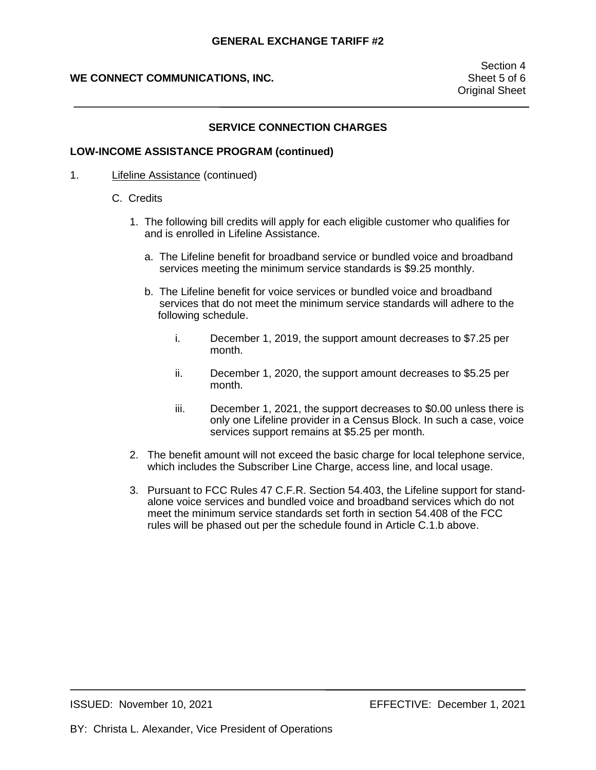## SERVICE CONNECTION CHARGES

### LOW-INCOME ASSISTANCE PROGRAM (continued)

1. Lifeline Assistance (continued)

   C. Credits

   1. The following bill credits will apply for each eligible customer who qualifies for and is enrolled in Lifeline Assistance.

      a. The Lifeline benefit for broadband service or bundled voice and broadband services meeting the minimum service standards is $9.25 monthly.

      b. The Lifeline benefit for voice services or bundled voice and broadband services that do not meet the minimum service standards will adhere to the following schedule.

         i. December 1, 2019, the support amount decreases to $7.25 per month.

         ii. December 1, 2020, the support amount decreases to $5.25 per month.

         iii. December 1, 2021, the support decreases to $0.00 unless there is only one Lifeline provider in a Census Block. In such a case, voice services support remains at $5.25 per month.

   2. The benefit amount will not exceed the basic charge for local telephone service, which includes the Subscriber Line Charge, access line, and local usage.

   3. Pursuant to FCC Rules 47 C.F.R. Section 54.403, the Lifeline support for stand-alone voice services and bundled voice and broadband services which do not meet the minimum service standards set forth in section 54.408 of the FCC rules will be phased out per the schedule found in Article C.1.b above.

ISSUED: November 10, 2021 EFFECTIVE: December 1, 2021

BY: Christa L. Alexander, Vice President of Operations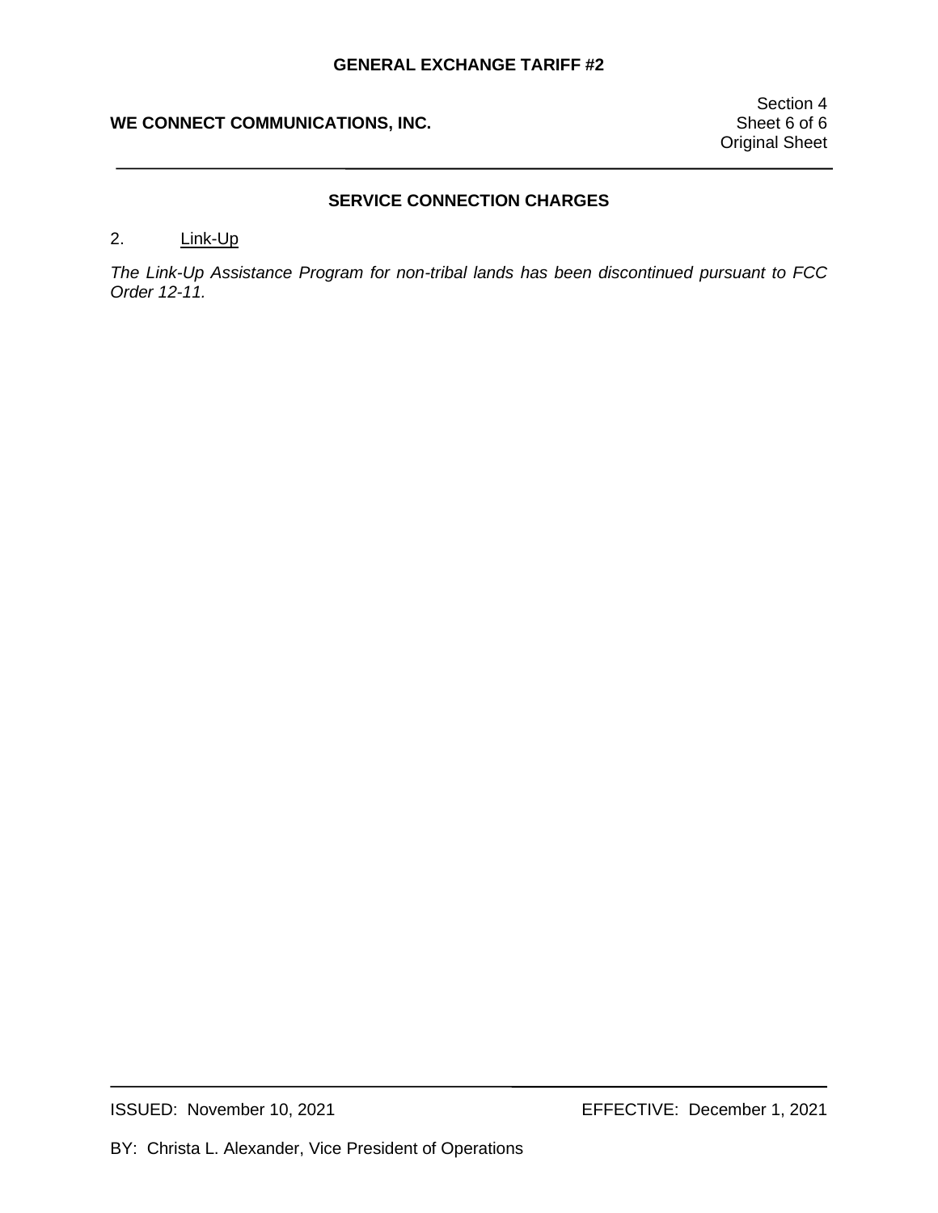## SERVICE CONNECTION CHARGES

2. Link-Up

*The Link-Up Assistance Program for non-tribal lands has been discontinued pursuant to FCC Order 12-11.*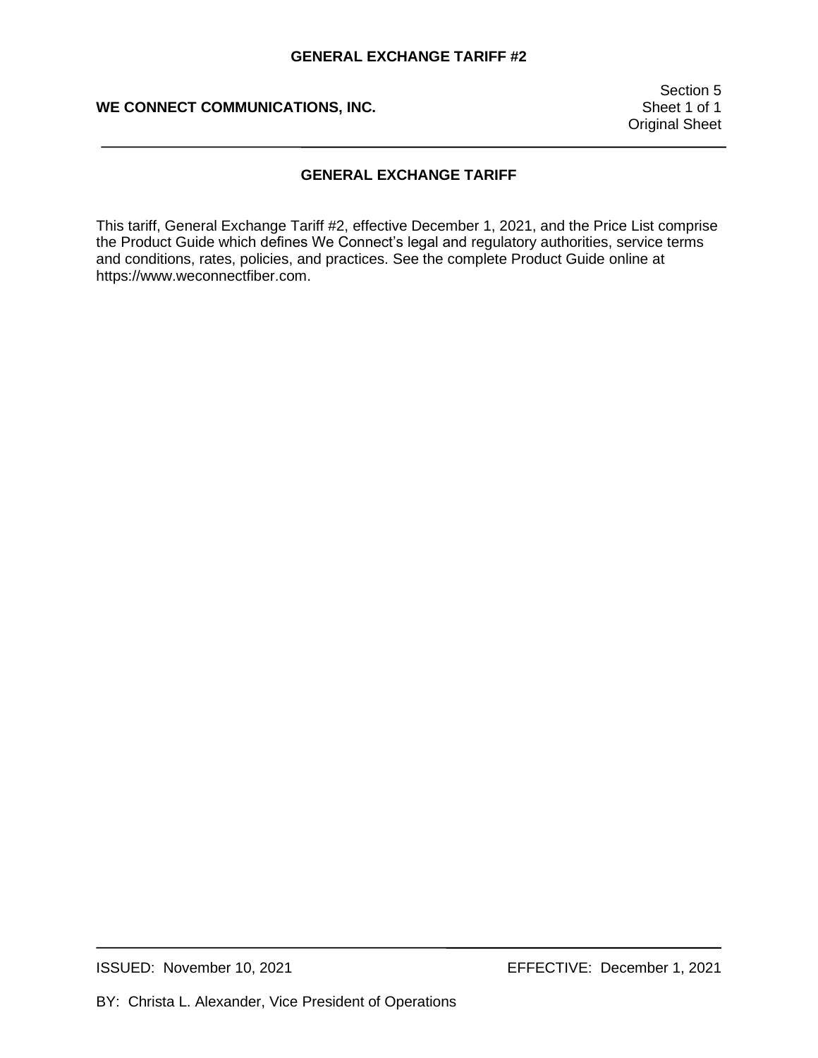## GENERAL EXCHANGE TARIFF

This tariff, General Exchange Tariff #2, effective December 1, 2021, and the Price List comprise the Product Guide which defines We Connect's legal and regulatory authorities, service terms and conditions, rates, policies, and practices. See the complete Product Guide online at https://www.weconnectfiber.com.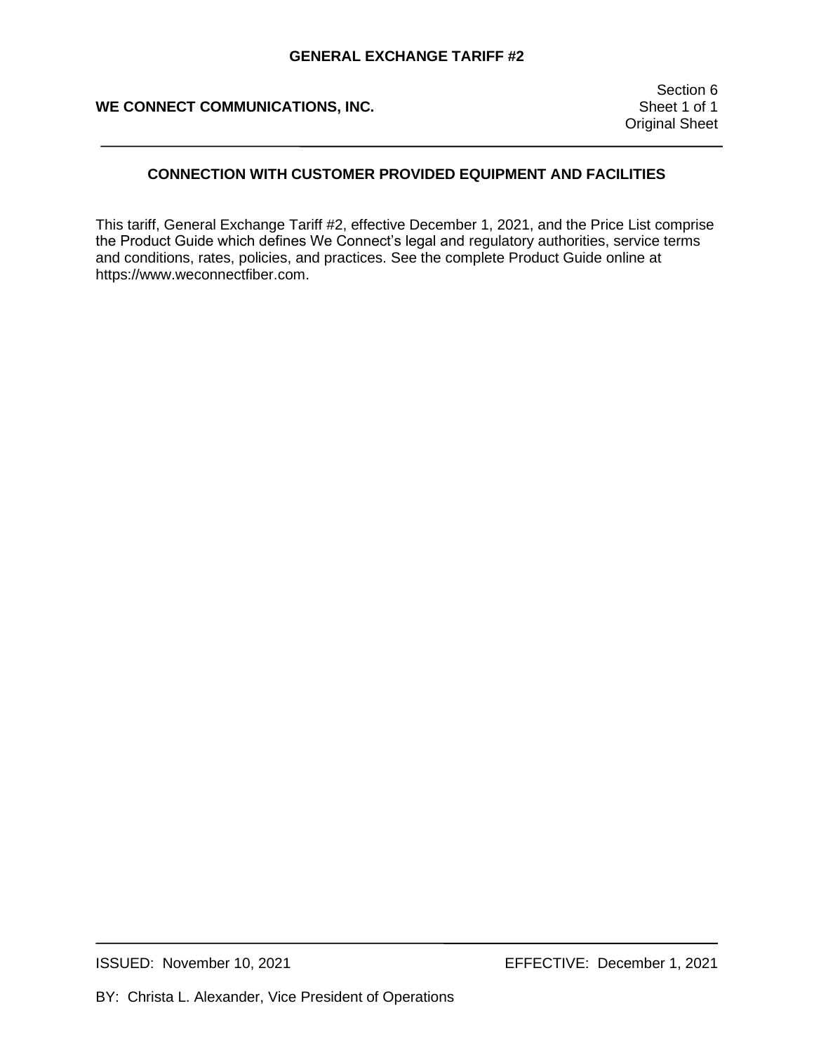**WE CONNECT COMMUNICATIONS, INC.**

Section 6
Sheet 1 of 1
Original Sheet

## CONNECTION WITH CUSTOMER PROVIDED EQUIPMENT AND FACILITIES

This tariff, General Exchange Tariff #2, effective December 1, 2021, and the Price List comprise the Product Guide which defines We Connect's legal and regulatory authorities, service terms and conditions, rates, policies, and practices. See the complete Product Guide online at https://www.weconnectfiber.com.

ISSUED: November 10, 2021 EFFECTIVE: December 1, 2021

BY: Christa L. Alexander, Vice President of Operations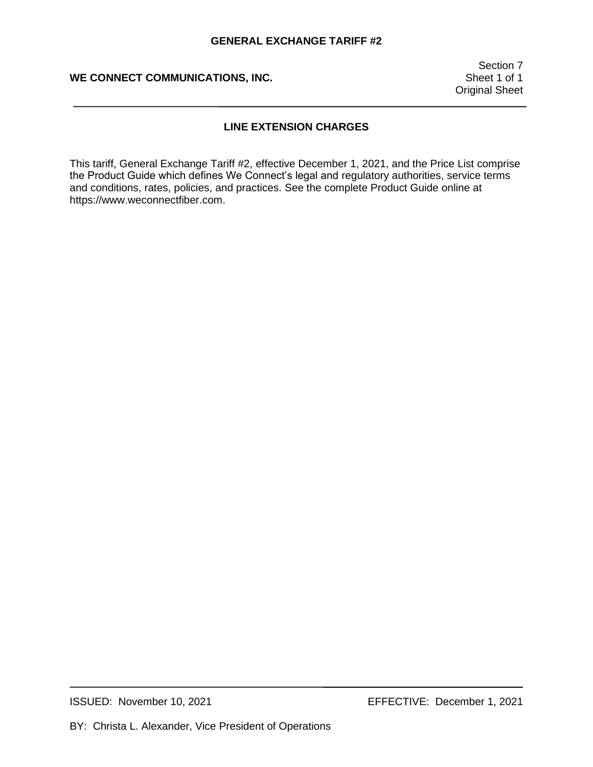## LINE EXTENSION CHARGES

This tariff, General Exchange Tariff #2, effective December 1, 2021, and the Price List comprise the Product Guide which defines We Connect's legal and regulatory authorities, service terms and conditions, rates, policies, and practices. See the complete Product Guide online at https://www.weconnectfiber.com.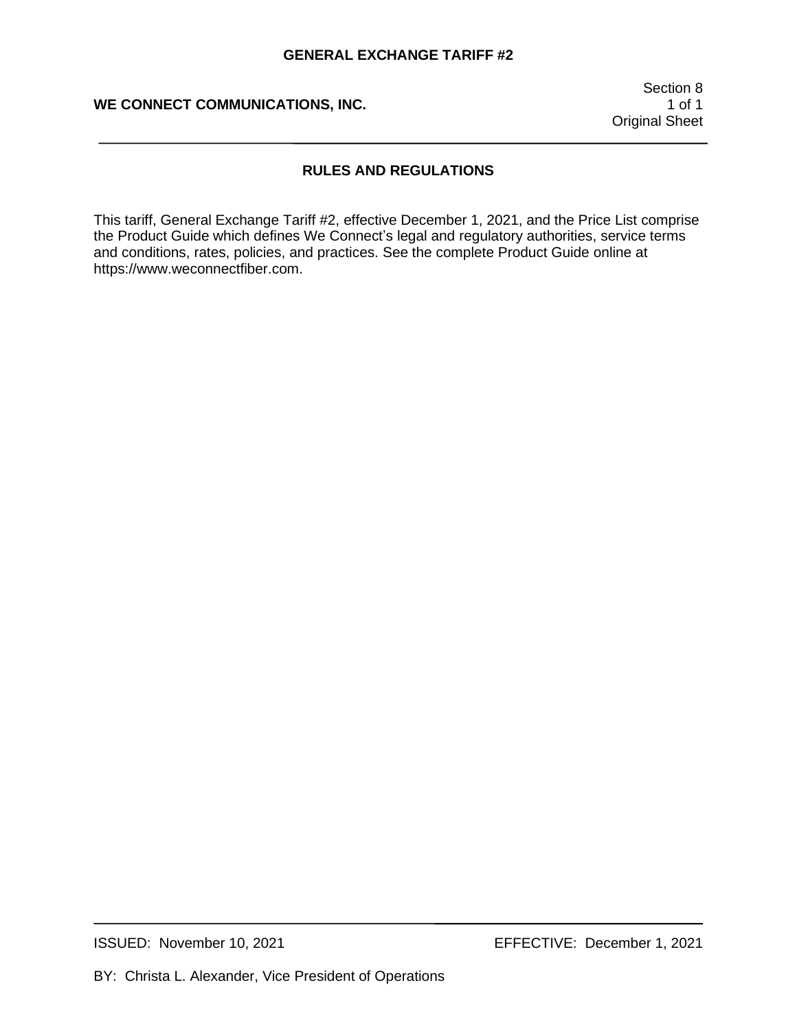## RULES AND REGULATIONS

This tariff, General Exchange Tariff #2, effective December 1, 2021, and the Price List comprise the Product Guide which defines We Connect's legal and regulatory authorities, service terms and conditions, rates, policies, and practices. See the complete Product Guide online at https://www.weconnectfiber.com.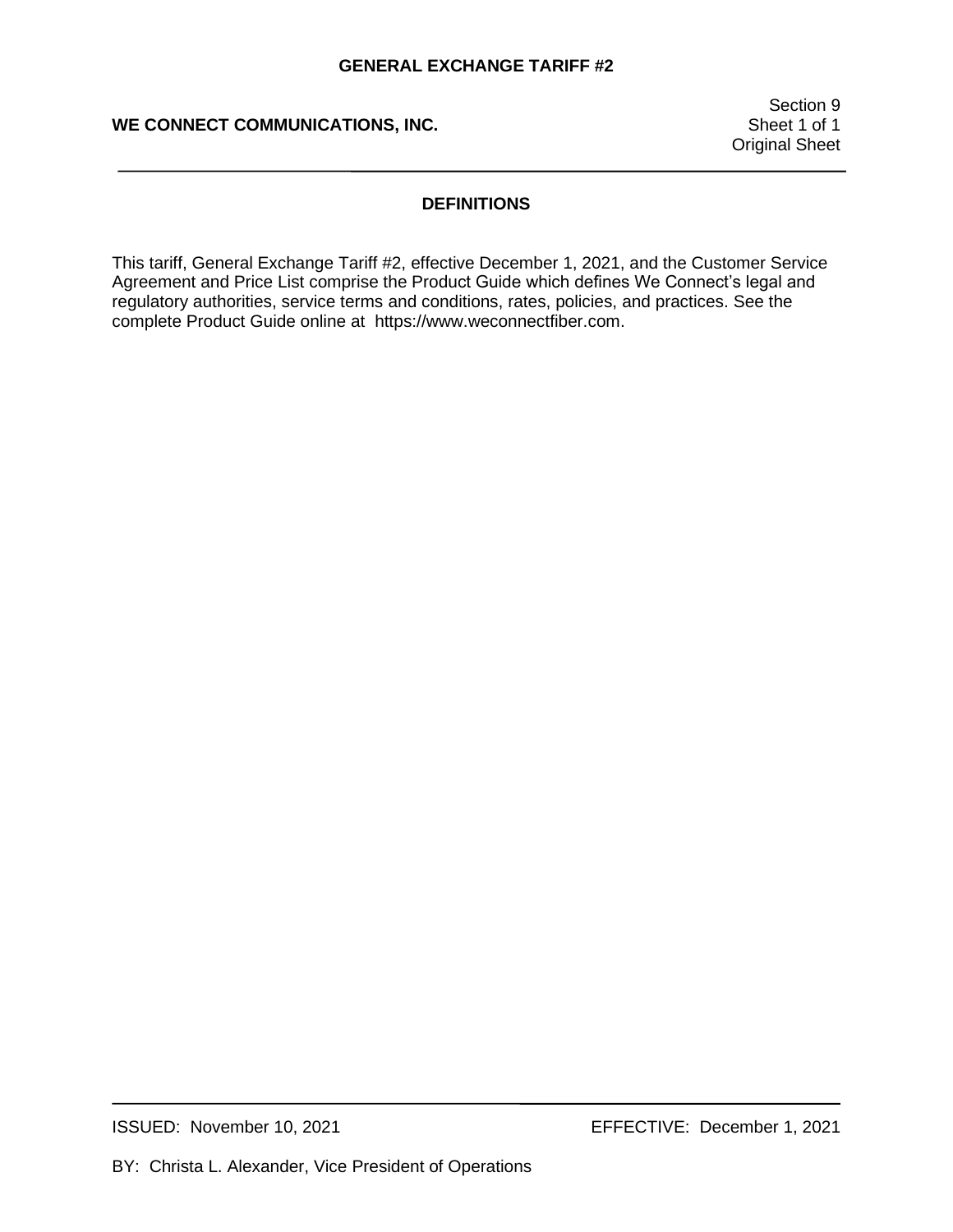# DEFINITIONS

This tariff, General Exchange Tariff #2, effective December 1, 2021, and the Customer Service Agreement and Price List comprise the Product Guide which defines We Connect's legal and regulatory authorities, service terms and conditions, rates, policies, and practices. See the complete Product Guide online at https://www.weconnectfiber.com.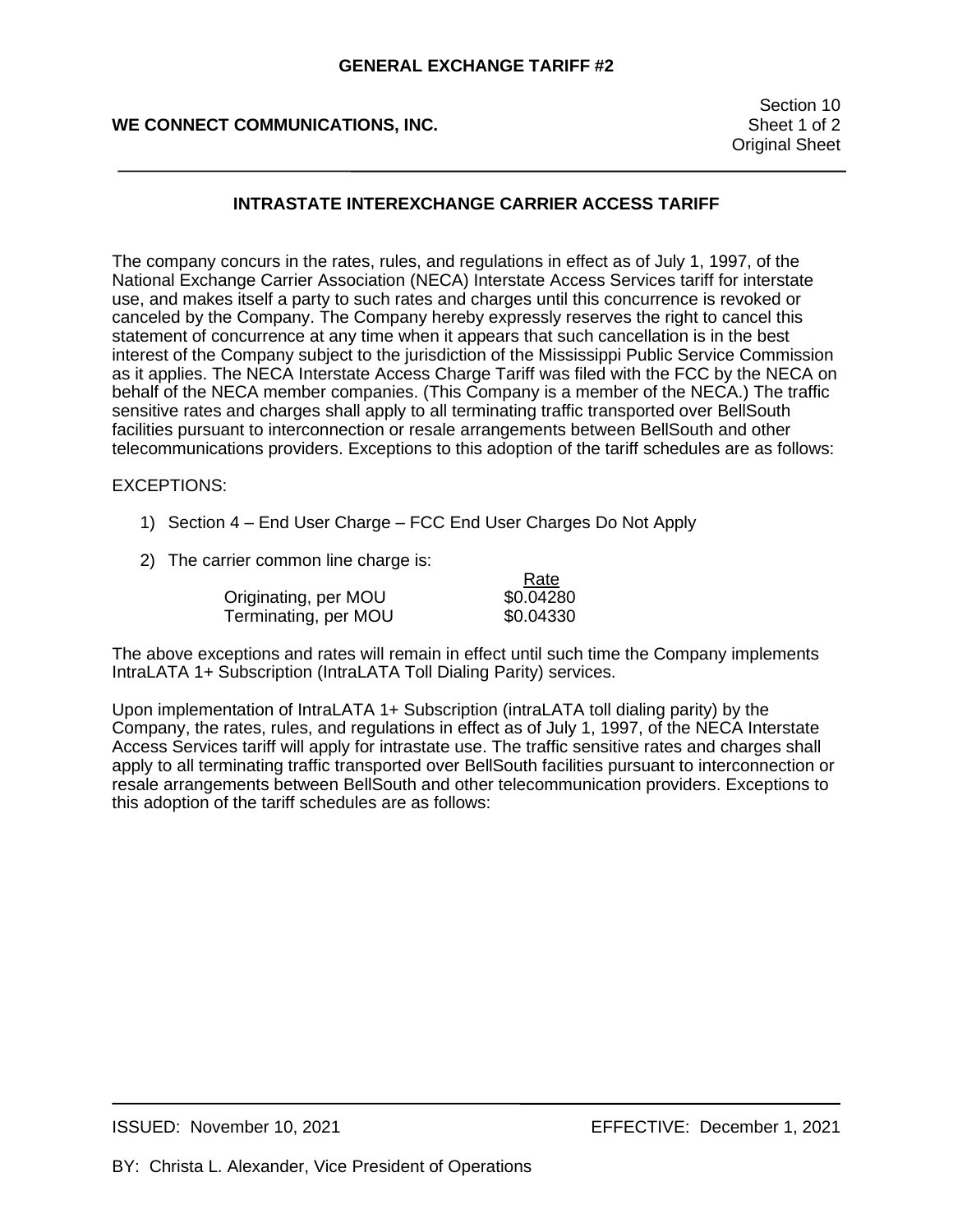# INTRASTATE INTEREXCHANGE CARRIER ACCESS TARIFF

The company concurs in the rates, rules, and regulations in effect as of July 1, 1997, of the National Exchange Carrier Association (NECA) Interstate Access Services tariff for interstate use, and makes itself a party to such rates and charges until this concurrence is revoked or canceled by the Company. The Company hereby expressly reserves the right to cancel this statement of concurrence at any time when it appears that such cancellation is in the best interest of the Company subject to the jurisdiction of the Mississippi Public Service Commission as it applies. The NECA Interstate Access Charge Tariff was filed with the FCC by the NECA on behalf of the NECA member companies. (This Company is a member of the NECA.) The traffic sensitive rates and charges shall apply to all terminating traffic transported over BellSouth facilities pursuant to interconnection or resale arrangements between BellSouth and other telecommunications providers. Exceptions to this adoption of the tariff schedules are as follows:

EXCEPTIONS:

1) Section 4 – End User Charge – FCC End User Charges Do Not Apply

2) The carrier common line charge is:

| | Rate |
|---|---|
| Originating, per MOU | \$0.04280 |
| Terminating, per MOU | \$0.04330 |

The above exceptions and rates will remain in effect until such time the Company implements IntraLATA 1+ Subscription (IntraLATA Toll Dialing Parity) services.

Upon implementation of IntraLATA 1+ Subscription (intraLATA toll dialing parity) by the Company, the rates, rules, and regulations in effect as of July 1, 1997, of the NECA Interstate Access Services tariff will apply for intrastate use. The traffic sensitive rates and charges shall apply to all terminating traffic transported over BellSouth facilities pursuant to interconnection or resale arrangements between BellSouth and other telecommunication providers. Exceptions to this adoption of the tariff schedules are as follows: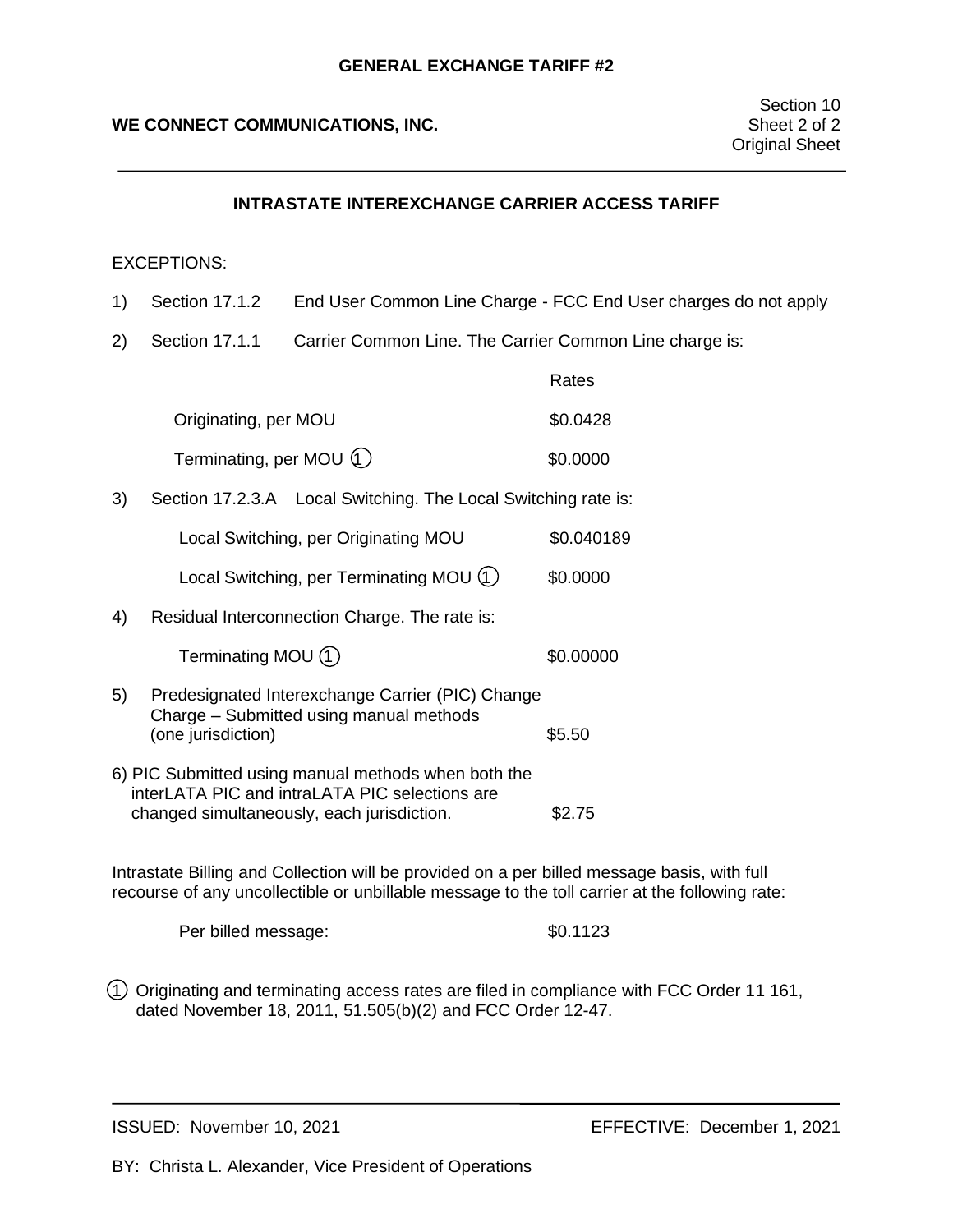**GENERAL EXCHANGE TARIFF #2**

**WE CONNECT COMMUNICATIONS, INC.**

Section 10
Sheet 2 of 2
Original Sheet

**INTRASTATE INTEREXCHANGE CARRIER ACCESS TARIFF**

EXCEPTIONS:

1) Section 17.1.2 End User Common Line Charge - FCC End User charges do not apply

2) Section 17.1.1 Carrier Common Line. The Carrier Common Line charge is:

| | Rates |
|---|---|
| Originating, per MOU | \$0.0428 |
| Terminating, per MOU ① | \$0.0000 |

3) Section 17.2.3.A Local Switching. The Local Switching rate is:

| | |
|---|---|
| Local Switching, per Originating MOU | \$0.040189 |
| Local Switching, per Terminating MOU ① | \$0.0000 |

4) Residual Interconnection Charge. The rate is:

| | |
|---|---|
| Terminating MOU ① | \$0.00000 |

5) Predesignated Interexchange Carrier (PIC) Change Charge – Submitted using manual methods (one jurisdiction) \$5.50

6) PIC Submitted using manual methods when both the interLATA PIC and intraLATA PIC selections are changed simultaneously, each jurisdiction. \$2.75

Intrastate Billing and Collection will be provided on a per billed message basis, with full recourse of any uncollectible or unbillable message to the toll carrier at the following rate:

| | |
|---|---|
| Per billed message: | \$0.1123 |

① Originating and terminating access rates are filed in compliance with FCC Order 11 161, dated November 18, 2011, 51.505(b)(2) and FCC Order 12-47.

ISSUED: November 10, 2021 EFFECTIVE: December 1, 2021

BY: Christa L. Alexander, Vice President of Operations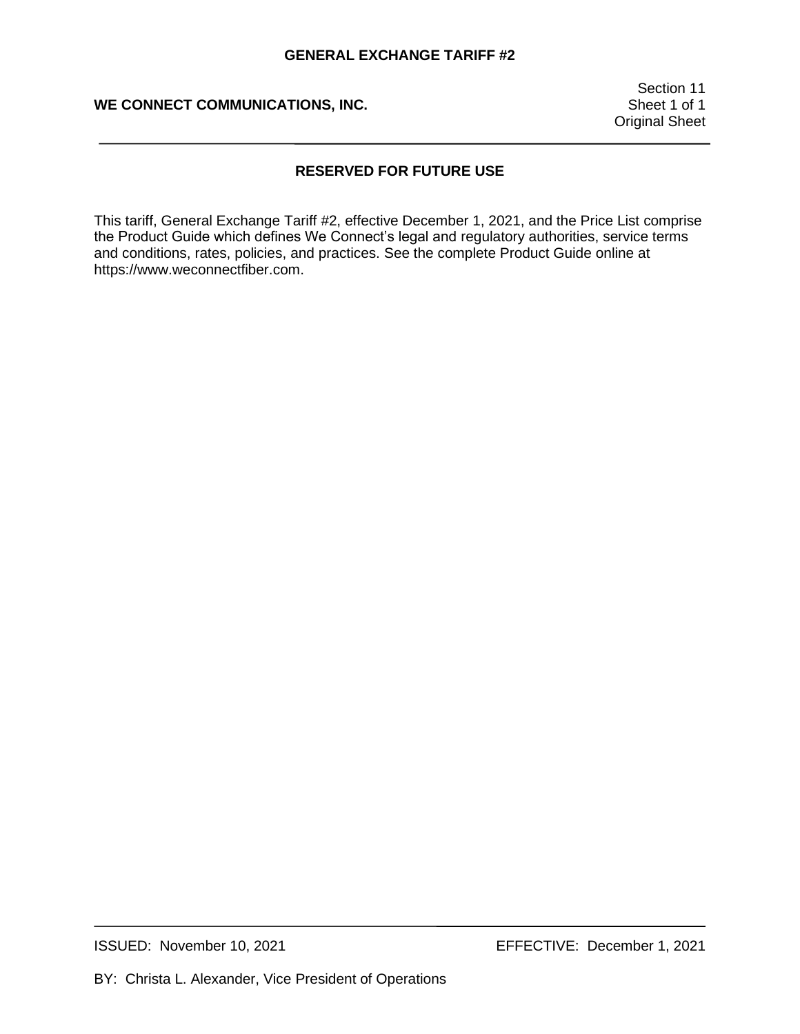**WE CONNECT COMMUNICATIONS, INC.**

Section 11
Sheet 1 of 1
Original Sheet

## RESERVED FOR FUTURE USE

This tariff, General Exchange Tariff #2, effective December 1, 2021, and the Price List comprise the Product Guide which defines We Connect's legal and regulatory authorities, service terms and conditions, rates, policies, and practices. See the complete Product Guide online at https://www.weconnectfiber.com.

ISSUED: November 10, 2021 EFFECTIVE: December 1, 2021

BY: Christa L. Alexander, Vice President of Operations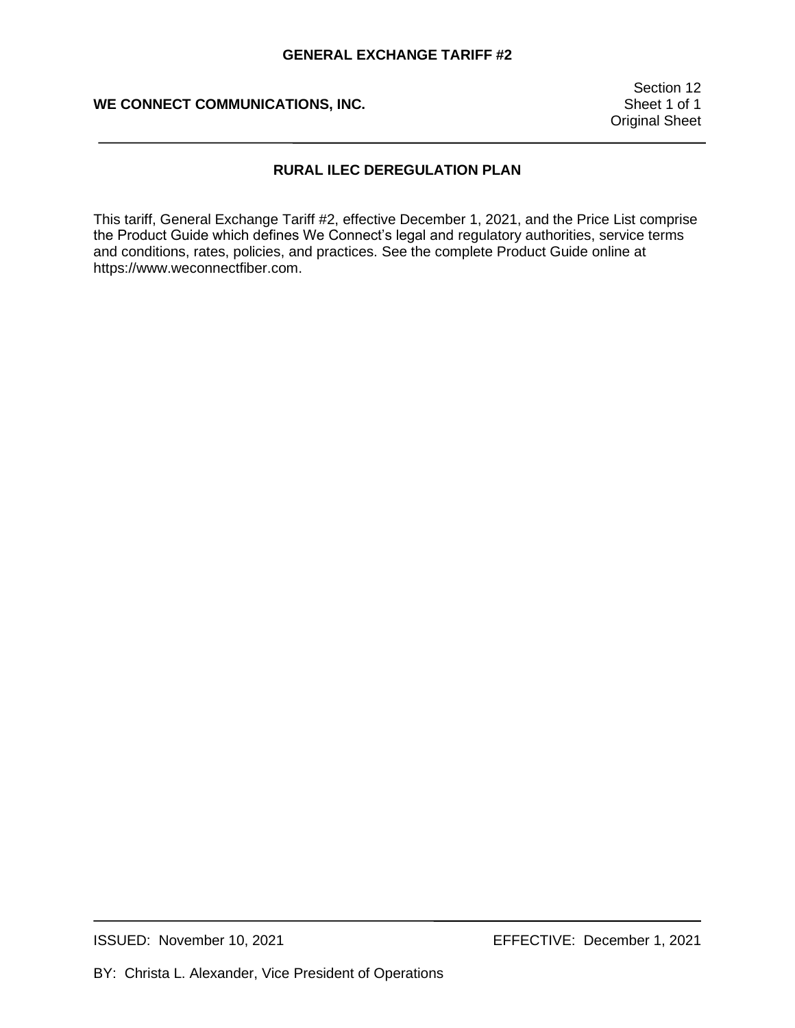## RURAL ILEC DEREGULATION PLAN

This tariff, General Exchange Tariff #2, effective December 1, 2021, and the Price List comprise the Product Guide which defines We Connect's legal and regulatory authorities, service terms and conditions, rates, policies, and practices. See the complete Product Guide online at https://www.weconnectfiber.com.